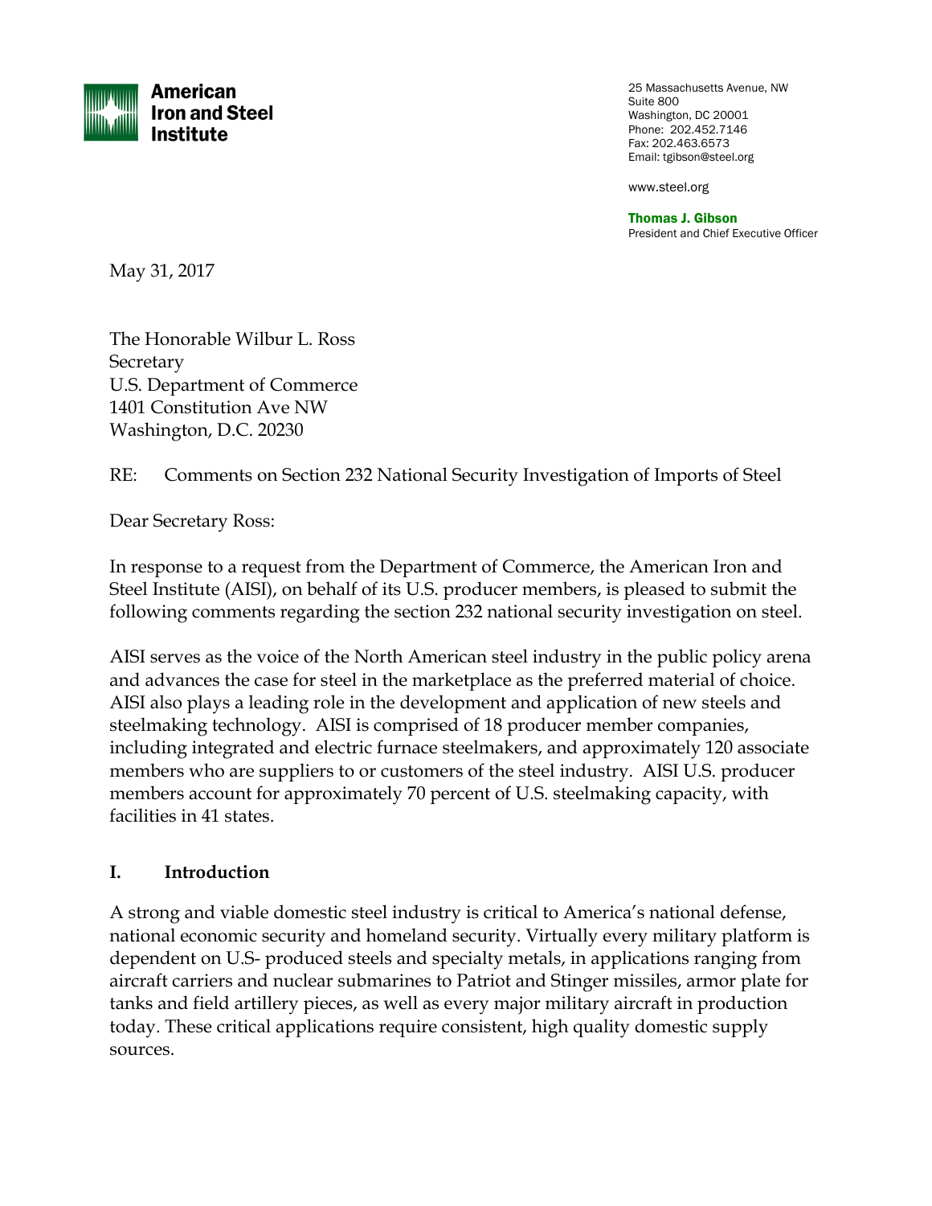**American Iron and Steel Institute**

25 Massachusetts Avenue, NW
Suite 800
Washington, DC 20001
Phone: 202.452.7146
Fax: 202.463.6573
Email: tgibson@steel.org

www.steel.org

**Thomas J. Gibson**
President and Chief Executive Officer

May 31, 2017

The Honorable Wilbur L. Ross
Secretary
U.S. Department of Commerce
1401 Constitution Ave NW
Washington, D.C. 20230

RE: Comments on Section 232 National Security Investigation of Imports of Steel

Dear Secretary Ross:

In response to a request from the Department of Commerce, the American Iron and Steel Institute (AISI), on behalf of its U.S. producer members, is pleased to submit the following comments regarding the section 232 national security investigation on steel.

AISI serves as the voice of the North American steel industry in the public policy arena and advances the case for steel in the marketplace as the preferred material of choice. AISI also plays a leading role in the development and application of new steels and steelmaking technology. AISI is comprised of 18 producer member companies, including integrated and electric furnace steelmakers, and approximately 120 associate members who are suppliers to or customers of the steel industry. AISI U.S. producer members account for approximately 70 percent of U.S. steelmaking capacity, with facilities in 41 states.

## I. Introduction

A strong and viable domestic steel industry is critical to America's national defense, national economic security and homeland security. Virtually every military platform is dependent on U.S- produced steels and specialty metals, in applications ranging from aircraft carriers and nuclear submarines to Patriot and Stinger missiles, armor plate for tanks and field artillery pieces, as well as every major military aircraft in production today. These critical applications require consistent, high quality domestic supply sources.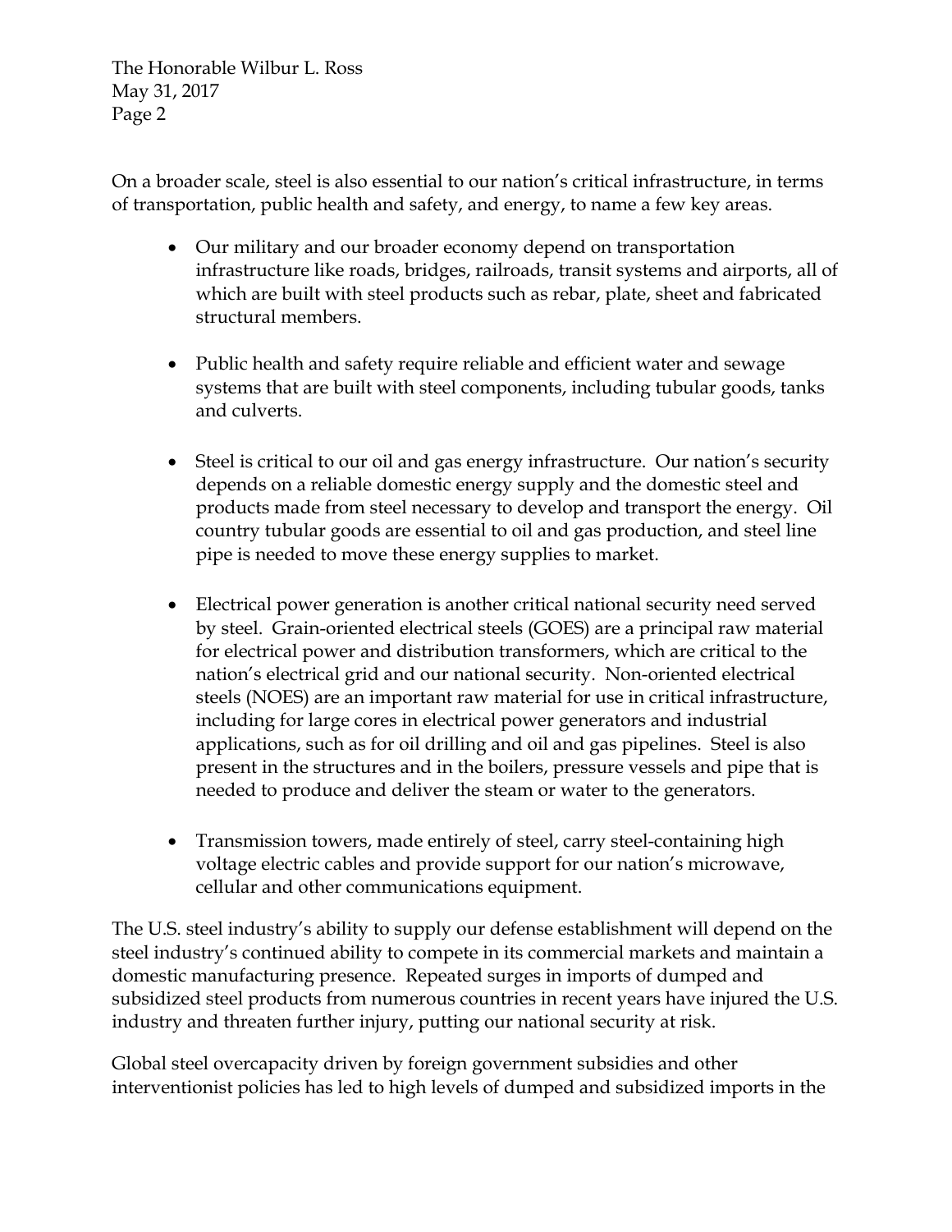On a broader scale, steel is also essential to our nation's critical infrastructure, in terms of transportation, public health and safety, and energy, to name a few key areas.

- Our military and our broader economy depend on transportation infrastructure like roads, bridges, railroads, transit systems and airports, all of which are built with steel products such as rebar, plate, sheet and fabricated structural members.

- Public health and safety require reliable and efficient water and sewage systems that are built with steel components, including tubular goods, tanks and culverts.

- Steel is critical to our oil and gas energy infrastructure. Our nation's security depends on a reliable domestic energy supply and the domestic steel and products made from steel necessary to develop and transport the energy. Oil country tubular goods are essential to oil and gas production, and steel line pipe is needed to move these energy supplies to market.

- Electrical power generation is another critical national security need served by steel. Grain-oriented electrical steels (GOES) are a principal raw material for electrical power and distribution transformers, which are critical to the nation's electrical grid and our national security. Non-oriented electrical steels (NOES) are an important raw material for use in critical infrastructure, including for large cores in electrical power generators and industrial applications, such as for oil drilling and oil and gas pipelines. Steel is also present in the structures and in the boilers, pressure vessels and pipe that is needed to produce and deliver the steam or water to the generators.

- Transmission towers, made entirely of steel, carry steel-containing high voltage electric cables and provide support for our nation's microwave, cellular and other communications equipment.

The U.S. steel industry's ability to supply our defense establishment will depend on the steel industry's continued ability to compete in its commercial markets and maintain a domestic manufacturing presence. Repeated surges in imports of dumped and subsidized steel products from numerous countries in recent years have injured the U.S. industry and threaten further injury, putting our national security at risk.

Global steel overcapacity driven by foreign government subsidies and other interventionist policies has led to high levels of dumped and subsidized imports in the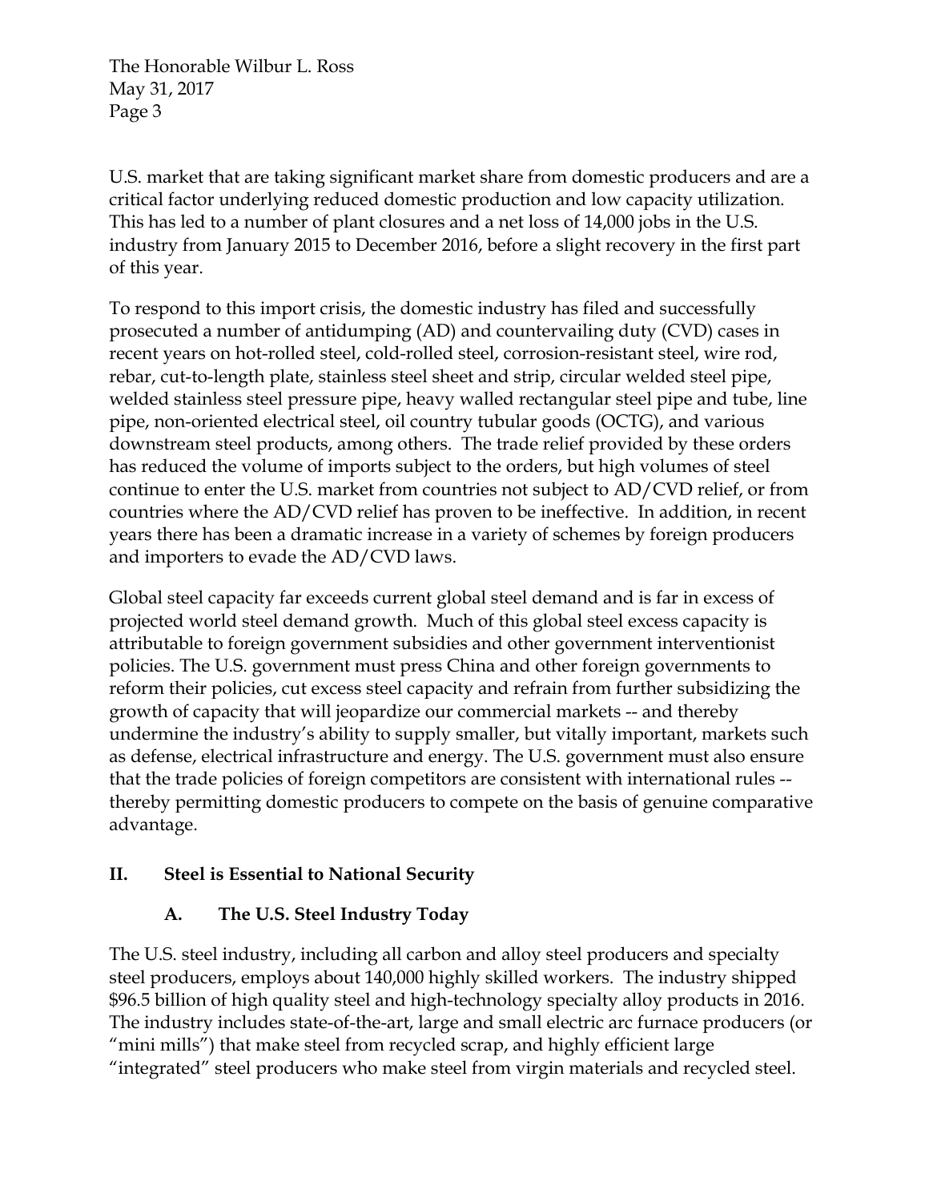U.S. market that are taking significant market share from domestic producers and are a critical factor underlying reduced domestic production and low capacity utilization. This has led to a number of plant closures and a net loss of 14,000 jobs in the U.S. industry from January 2015 to December 2016, before a slight recovery in the first part of this year.

To respond to this import crisis, the domestic industry has filed and successfully prosecuted a number of antidumping (AD) and countervailing duty (CVD) cases in recent years on hot-rolled steel, cold-rolled steel, corrosion-resistant steel, wire rod, rebar, cut-to-length plate, stainless steel sheet and strip, circular welded steel pipe, welded stainless steel pressure pipe, heavy walled rectangular steel pipe and tube, line pipe, non-oriented electrical steel, oil country tubular goods (OCTG), and various downstream steel products, among others. The trade relief provided by these orders has reduced the volume of imports subject to the orders, but high volumes of steel continue to enter the U.S. market from countries not subject to AD/CVD relief, or from countries where the AD/CVD relief has proven to be ineffective. In addition, in recent years there has been a dramatic increase in a variety of schemes by foreign producers and importers to evade the AD/CVD laws.

Global steel capacity far exceeds current global steel demand and is far in excess of projected world steel demand growth. Much of this global steel excess capacity is attributable to foreign government subsidies and other government interventionist policies. The U.S. government must press China and other foreign governments to reform their policies, cut excess steel capacity and refrain from further subsidizing the growth of capacity that will jeopardize our commercial markets -- and thereby undermine the industry's ability to supply smaller, but vitally important, markets such as defense, electrical infrastructure and energy. The U.S. government must also ensure that the trade policies of foreign competitors are consistent with international rules -- thereby permitting domestic producers to compete on the basis of genuine comparative advantage.

## II. Steel is Essential to National Security

### A. The U.S. Steel Industry Today

The U.S. steel industry, including all carbon and alloy steel producers and specialty steel producers, employs about 140,000 highly skilled workers. The industry shipped $96.5 billion of high quality steel and high-technology specialty alloy products in 2016. The industry includes state-of-the-art, large and small electric arc furnace producers (or "mini mills") that make steel from recycled scrap, and highly efficient large "integrated" steel producers who make steel from virgin materials and recycled steel.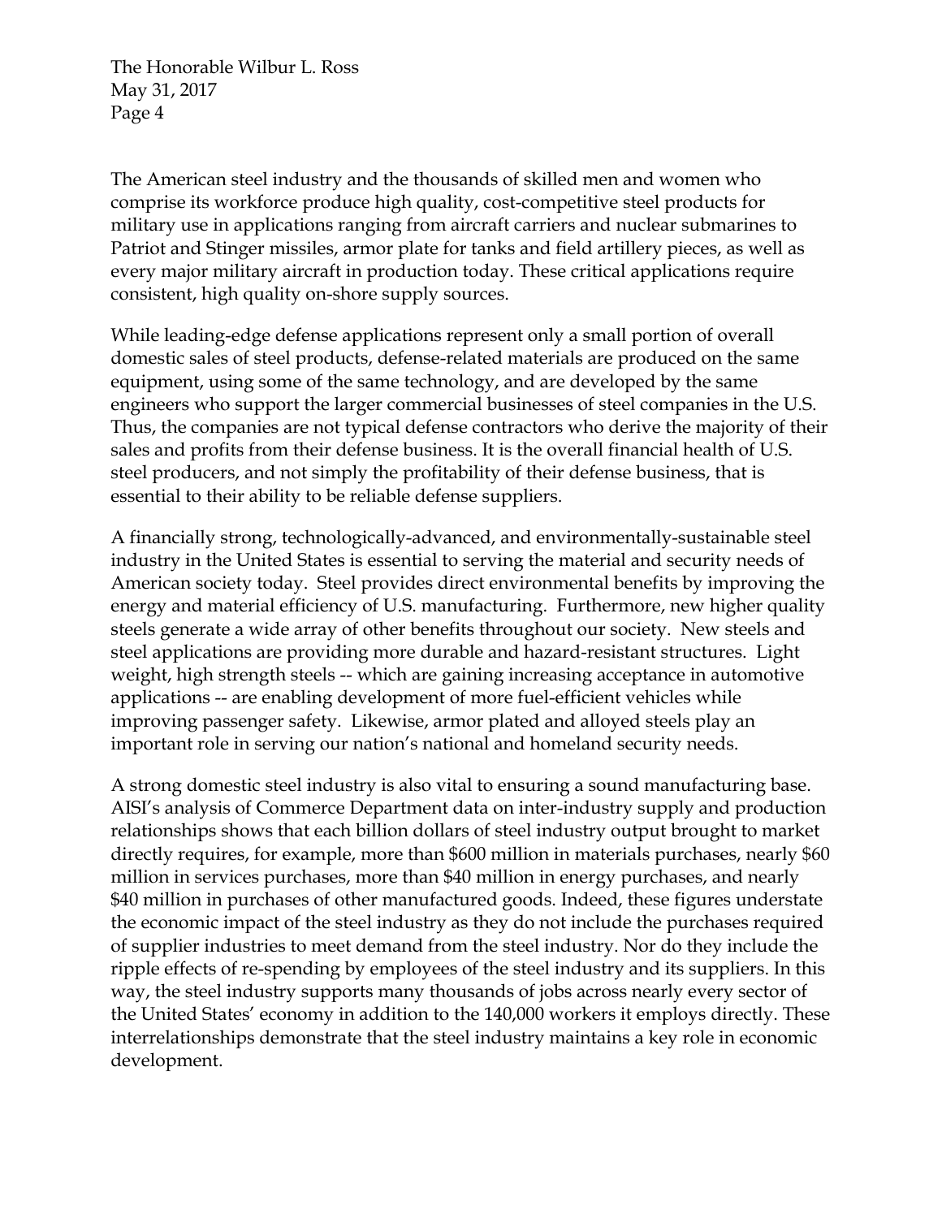The American steel industry and the thousands of skilled men and women who comprise its workforce produce high quality, cost-competitive steel products for military use in applications ranging from aircraft carriers and nuclear submarines to Patriot and Stinger missiles, armor plate for tanks and field artillery pieces, as well as every major military aircraft in production today. These critical applications require consistent, high quality on-shore supply sources.

While leading-edge defense applications represent only a small portion of overall domestic sales of steel products, defense-related materials are produced on the same equipment, using some of the same technology, and are developed by the same engineers who support the larger commercial businesses of steel companies in the U.S. Thus, the companies are not typical defense contractors who derive the majority of their sales and profits from their defense business. It is the overall financial health of U.S. steel producers, and not simply the profitability of their defense business, that is essential to their ability to be reliable defense suppliers.

A financially strong, technologically-advanced, and environmentally-sustainable steel industry in the United States is essential to serving the material and security needs of American society today. Steel provides direct environmental benefits by improving the energy and material efficiency of U.S. manufacturing. Furthermore, new higher quality steels generate a wide array of other benefits throughout our society. New steels and steel applications are providing more durable and hazard-resistant structures. Light weight, high strength steels -- which are gaining increasing acceptance in automotive applications -- are enabling development of more fuel-efficient vehicles while improving passenger safety. Likewise, armor plated and alloyed steels play an important role in serving our nation's national and homeland security needs.

A strong domestic steel industry is also vital to ensuring a sound manufacturing base. AISI's analysis of Commerce Department data on inter-industry supply and production relationships shows that each billion dollars of steel industry output brought to market directly requires, for example, more than $600 million in materials purchases, nearly $60 million in services purchases, more than $40 million in energy purchases, and nearly $40 million in purchases of other manufactured goods. Indeed, these figures understate the economic impact of the steel industry as they do not include the purchases required of supplier industries to meet demand from the steel industry. Nor do they include the ripple effects of re-spending by employees of the steel industry and its suppliers. In this way, the steel industry supports many thousands of jobs across nearly every sector of the United States' economy in addition to the 140,000 workers it employs directly. These interrelationships demonstrate that the steel industry maintains a key role in economic development.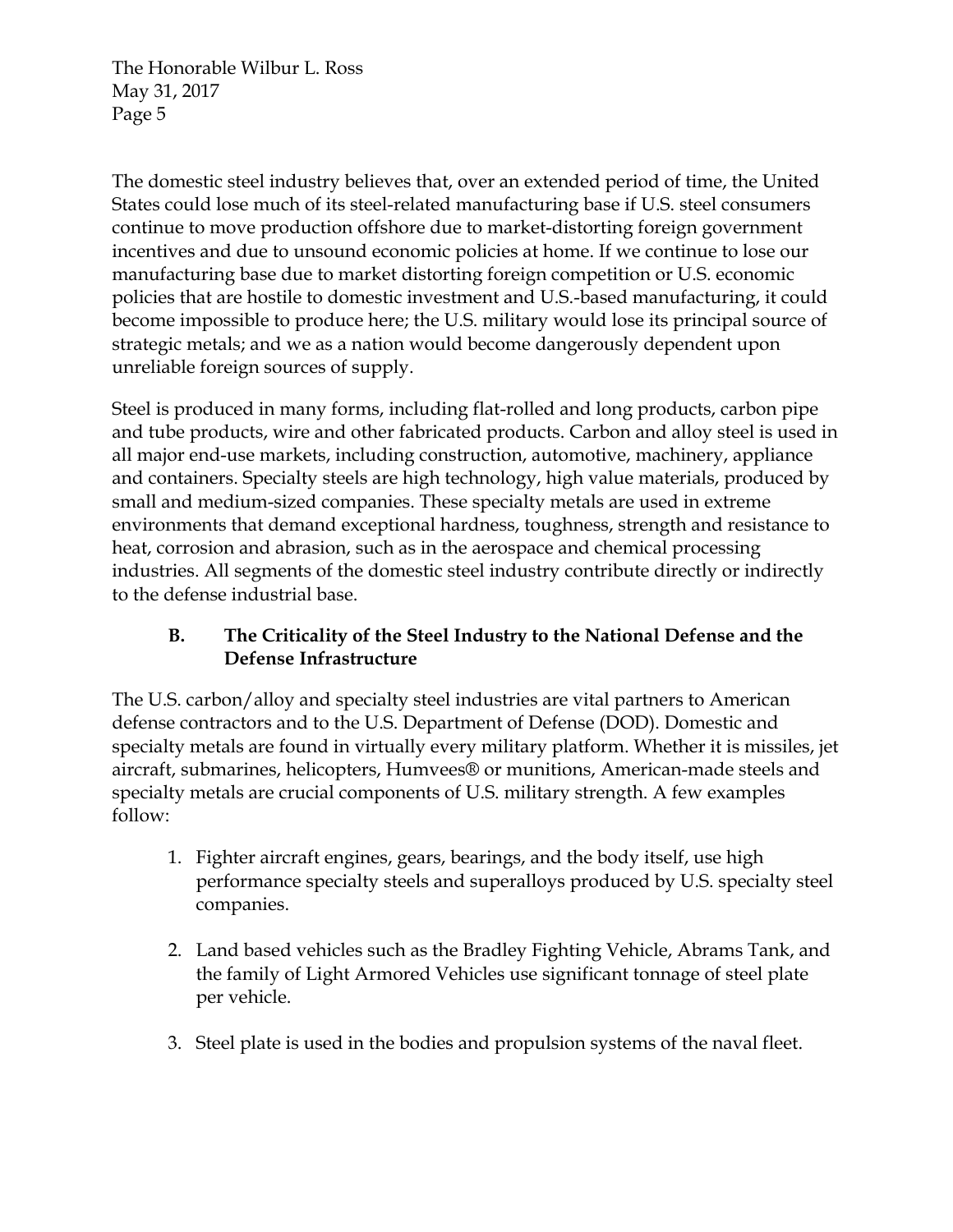The domestic steel industry believes that, over an extended period of time, the United States could lose much of its steel-related manufacturing base if U.S. steel consumers continue to move production offshore due to market-distorting foreign government incentives and due to unsound economic policies at home. If we continue to lose our manufacturing base due to market distorting foreign competition or U.S. economic policies that are hostile to domestic investment and U.S.-based manufacturing, it could become impossible to produce here; the U.S. military would lose its principal source of strategic metals; and we as a nation would become dangerously dependent upon unreliable foreign sources of supply.

Steel is produced in many forms, including flat-rolled and long products, carbon pipe and tube products, wire and other fabricated products. Carbon and alloy steel is used in all major end-use markets, including construction, automotive, machinery, appliance and containers. Specialty steels are high technology, high value materials, produced by small and medium-sized companies. These specialty metals are used in extreme environments that demand exceptional hardness, toughness, strength and resistance to heat, corrosion and abrasion, such as in the aerospace and chemical processing industries. All segments of the domestic steel industry contribute directly or indirectly to the defense industrial base.

### B. The Criticality of the Steel Industry to the National Defense and the Defense Infrastructure

The U.S. carbon/alloy and specialty steel industries are vital partners to American defense contractors and to the U.S. Department of Defense (DOD). Domestic and specialty metals are found in virtually every military platform. Whether it is missiles, jet aircraft, submarines, helicopters, Humvees® or munitions, American-made steels and specialty metals are crucial components of U.S. military strength. A few examples follow:

1. Fighter aircraft engines, gears, bearings, and the body itself, use high performance specialty steels and superalloys produced by U.S. specialty steel companies.

2. Land based vehicles such as the Bradley Fighting Vehicle, Abrams Tank, and the family of Light Armored Vehicles use significant tonnage of steel plate per vehicle.

3. Steel plate is used in the bodies and propulsion systems of the naval fleet.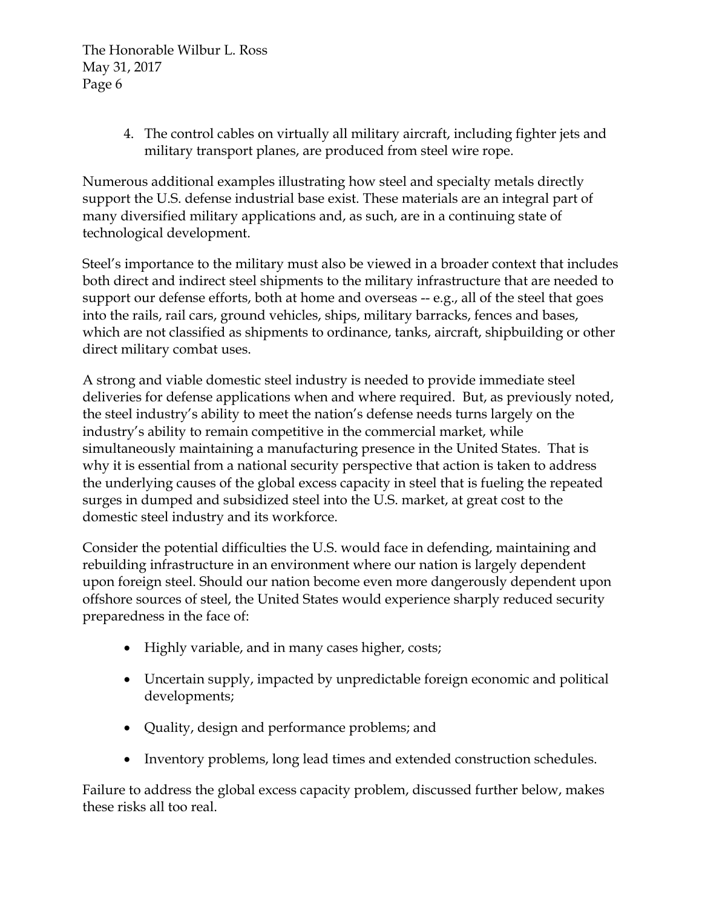4. The control cables on virtually all military aircraft, including fighter jets and military transport planes, are produced from steel wire rope.

Numerous additional examples illustrating how steel and specialty metals directly support the U.S. defense industrial base exist. These materials are an integral part of many diversified military applications and, as such, are in a continuing state of technological development.

Steel's importance to the military must also be viewed in a broader context that includes both direct and indirect steel shipments to the military infrastructure that are needed to support our defense efforts, both at home and overseas -- e.g., all of the steel that goes into the rails, rail cars, ground vehicles, ships, military barracks, fences and bases, which are not classified as shipments to ordinance, tanks, aircraft, shipbuilding or other direct military combat uses.

A strong and viable domestic steel industry is needed to provide immediate steel deliveries for defense applications when and where required. But, as previously noted, the steel industry's ability to meet the nation's defense needs turns largely on the industry's ability to remain competitive in the commercial market, while simultaneously maintaining a manufacturing presence in the United States. That is why it is essential from a national security perspective that action is taken to address the underlying causes of the global excess capacity in steel that is fueling the repeated surges in dumped and subsidized steel into the U.S. market, at great cost to the domestic steel industry and its workforce.

Consider the potential difficulties the U.S. would face in defending, maintaining and rebuilding infrastructure in an environment where our nation is largely dependent upon foreign steel. Should our nation become even more dangerously dependent upon offshore sources of steel, the United States would experience sharply reduced security preparedness in the face of:

- Highly variable, and in many cases higher, costs;
- Uncertain supply, impacted by unpredictable foreign economic and political developments;
- Quality, design and performance problems; and
- Inventory problems, long lead times and extended construction schedules.

Failure to address the global excess capacity problem, discussed further below, makes these risks all too real.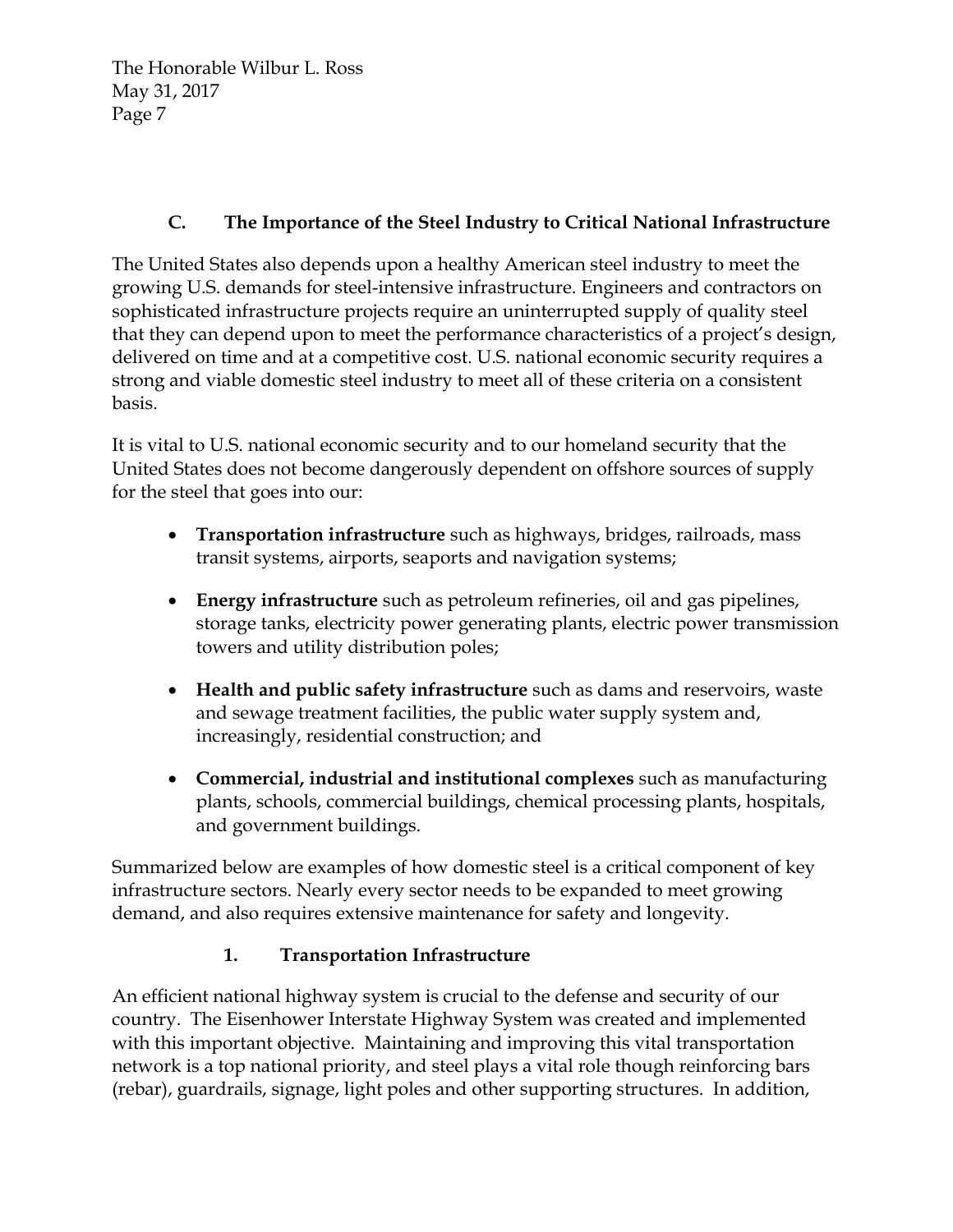### C. The Importance of the Steel Industry to Critical National Infrastructure

The United States also depends upon a healthy American steel industry to meet the growing U.S. demands for steel-intensive infrastructure. Engineers and contractors on sophisticated infrastructure projects require an uninterrupted supply of quality steel that they can depend upon to meet the performance characteristics of a project's design, delivered on time and at a competitive cost. U.S. national economic security requires a strong and viable domestic steel industry to meet all of these criteria on a consistent basis.

It is vital to U.S. national economic security and to our homeland security that the United States does not become dangerously dependent on offshore sources of supply for the steel that goes into our:

- **Transportation infrastructure** such as highways, bridges, railroads, mass transit systems, airports, seaports and navigation systems;
- **Energy infrastructure** such as petroleum refineries, oil and gas pipelines, storage tanks, electricity power generating plants, electric power transmission towers and utility distribution poles;
- **Health and public safety infrastructure** such as dams and reservoirs, waste and sewage treatment facilities, the public water supply system and, increasingly, residential construction; and
- **Commercial, industrial and institutional complexes** such as manufacturing plants, schools, commercial buildings, chemical processing plants, hospitals, and government buildings.

Summarized below are examples of how domestic steel is a critical component of key infrastructure sectors. Nearly every sector needs to be expanded to meet growing demand, and also requires extensive maintenance for safety and longevity.

#### 1. Transportation Infrastructure

An efficient national highway system is crucial to the defense and security of our country. The Eisenhower Interstate Highway System was created and implemented with this important objective. Maintaining and improving this vital transportation network is a top national priority, and steel plays a vital role though reinforcing bars (rebar), guardrails, signage, light poles and other supporting structures. In addition,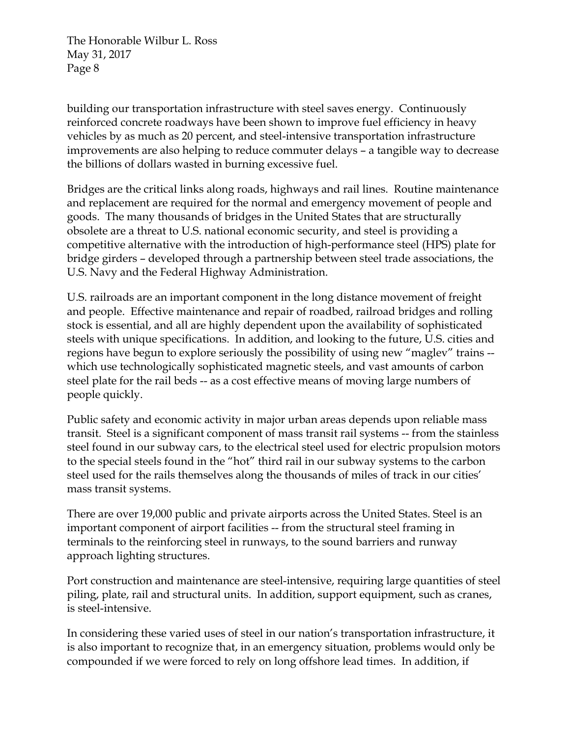building our transportation infrastructure with steel saves energy. Continuously reinforced concrete roadways have been shown to improve fuel efficiency in heavy vehicles by as much as 20 percent, and steel-intensive transportation infrastructure improvements are also helping to reduce commuter delays – a tangible way to decrease the billions of dollars wasted in burning excessive fuel.

Bridges are the critical links along roads, highways and rail lines. Routine maintenance and replacement are required for the normal and emergency movement of people and goods. The many thousands of bridges in the United States that are structurally obsolete are a threat to U.S. national economic security, and steel is providing a competitive alternative with the introduction of high-performance steel (HPS) plate for bridge girders – developed through a partnership between steel trade associations, the U.S. Navy and the Federal Highway Administration.

U.S. railroads are an important component in the long distance movement of freight and people. Effective maintenance and repair of roadbed, railroad bridges and rolling stock is essential, and all are highly dependent upon the availability of sophisticated steels with unique specifications. In addition, and looking to the future, U.S. cities and regions have begun to explore seriously the possibility of using new "maglev" trains -- which use technologically sophisticated magnetic steels, and vast amounts of carbon steel plate for the rail beds -- as a cost effective means of moving large numbers of people quickly.

Public safety and economic activity in major urban areas depends upon reliable mass transit. Steel is a significant component of mass transit rail systems -- from the stainless steel found in our subway cars, to the electrical steel used for electric propulsion motors to the special steels found in the "hot" third rail in our subway systems to the carbon steel used for the rails themselves along the thousands of miles of track in our cities' mass transit systems.

There are over 19,000 public and private airports across the United States. Steel is an important component of airport facilities -- from the structural steel framing in terminals to the reinforcing steel in runways, to the sound barriers and runway approach lighting structures.

Port construction and maintenance are steel-intensive, requiring large quantities of steel piling, plate, rail and structural units. In addition, support equipment, such as cranes, is steel-intensive.

In considering these varied uses of steel in our nation's transportation infrastructure, it is also important to recognize that, in an emergency situation, problems would only be compounded if we were forced to rely on long offshore lead times. In addition, if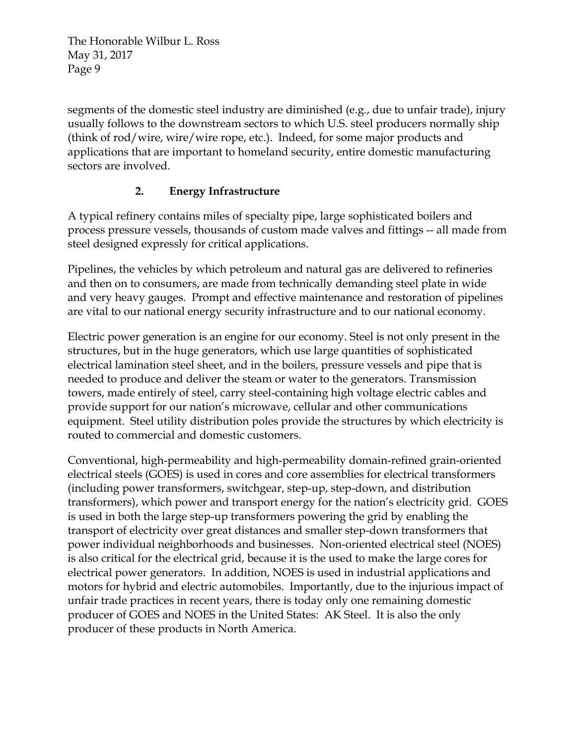segments of the domestic steel industry are diminished (e.g., due to unfair trade), injury usually follows to the downstream sectors to which U.S. steel producers normally ship (think of rod/wire, wire/wire rope, etc.). Indeed, for some major products and applications that are important to homeland security, entire domestic manufacturing sectors are involved.

### 2. Energy Infrastructure

A typical refinery contains miles of specialty pipe, large sophisticated boilers and process pressure vessels, thousands of custom made valves and fittings -- all made from steel designed expressly for critical applications.

Pipelines, the vehicles by which petroleum and natural gas are delivered to refineries and then on to consumers, are made from technically demanding steel plate in wide and very heavy gauges. Prompt and effective maintenance and restoration of pipelines are vital to our national energy security infrastructure and to our national economy.

Electric power generation is an engine for our economy. Steel is not only present in the structures, but in the huge generators, which use large quantities of sophisticated electrical lamination steel sheet, and in the boilers, pressure vessels and pipe that is needed to produce and deliver the steam or water to the generators. Transmission towers, made entirely of steel, carry steel-containing high voltage electric cables and provide support for our nation's microwave, cellular and other communications equipment. Steel utility distribution poles provide the structures by which electricity is routed to commercial and domestic customers.

Conventional, high-permeability and high-permeability domain-refined grain-oriented electrical steels (GOES) is used in cores and core assemblies for electrical transformers (including power transformers, switchgear, step-up, step-down, and distribution transformers), which power and transport energy for the nation's electricity grid. GOES is used in both the large step-up transformers powering the grid by enabling the transport of electricity over great distances and smaller step-down transformers that power individual neighborhoods and businesses. Non-oriented electrical steel (NOES) is also critical for the electrical grid, because it is the used to make the large cores for electrical power generators. In addition, NOES is used in industrial applications and motors for hybrid and electric automobiles. Importantly, due to the injurious impact of unfair trade practices in recent years, there is today only one remaining domestic producer of GOES and NOES in the United States: AK Steel. It is also the only producer of these products in North America.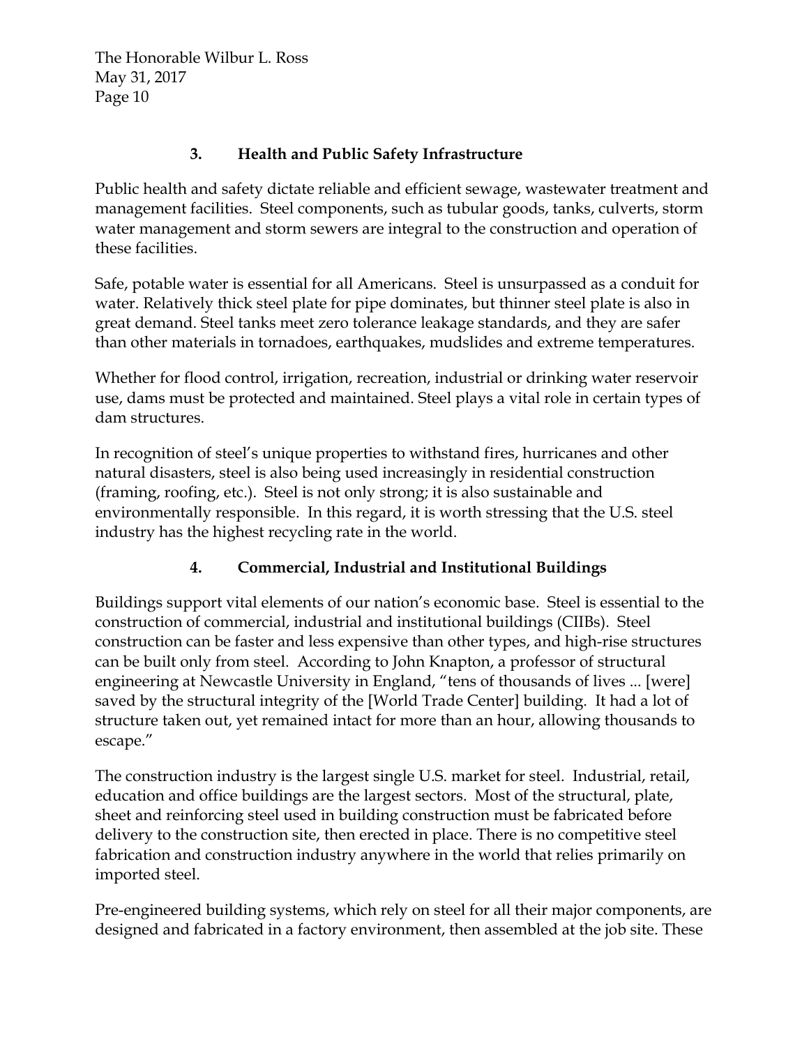### 3. Health and Public Safety Infrastructure

Public health and safety dictate reliable and efficient sewage, wastewater treatment and management facilities. Steel components, such as tubular goods, tanks, culverts, storm water management and storm sewers are integral to the construction and operation of these facilities.

Safe, potable water is essential for all Americans. Steel is unsurpassed as a conduit for water. Relatively thick steel plate for pipe dominates, but thinner steel plate is also in great demand. Steel tanks meet zero tolerance leakage standards, and they are safer than other materials in tornadoes, earthquakes, mudslides and extreme temperatures.

Whether for flood control, irrigation, recreation, industrial or drinking water reservoir use, dams must be protected and maintained. Steel plays a vital role in certain types of dam structures.

In recognition of steel's unique properties to withstand fires, hurricanes and other natural disasters, steel is also being used increasingly in residential construction (framing, roofing, etc.). Steel is not only strong; it is also sustainable and environmentally responsible. In this regard, it is worth stressing that the U.S. steel industry has the highest recycling rate in the world.

### 4. Commercial, Industrial and Institutional Buildings

Buildings support vital elements of our nation's economic base. Steel is essential to the construction of commercial, industrial and institutional buildings (CIIBs). Steel construction can be faster and less expensive than other types, and high-rise structures can be built only from steel. According to John Knapton, a professor of structural engineering at Newcastle University in England, "tens of thousands of lives ... [were] saved by the structural integrity of the [World Trade Center] building. It had a lot of structure taken out, yet remained intact for more than an hour, allowing thousands to escape."

The construction industry is the largest single U.S. market for steel. Industrial, retail, education and office buildings are the largest sectors. Most of the structural, plate, sheet and reinforcing steel used in building construction must be fabricated before delivery to the construction site, then erected in place. There is no competitive steel fabrication and construction industry anywhere in the world that relies primarily on imported steel.

Pre-engineered building systems, which rely on steel for all their major components, are designed and fabricated in a factory environment, then assembled at the job site. These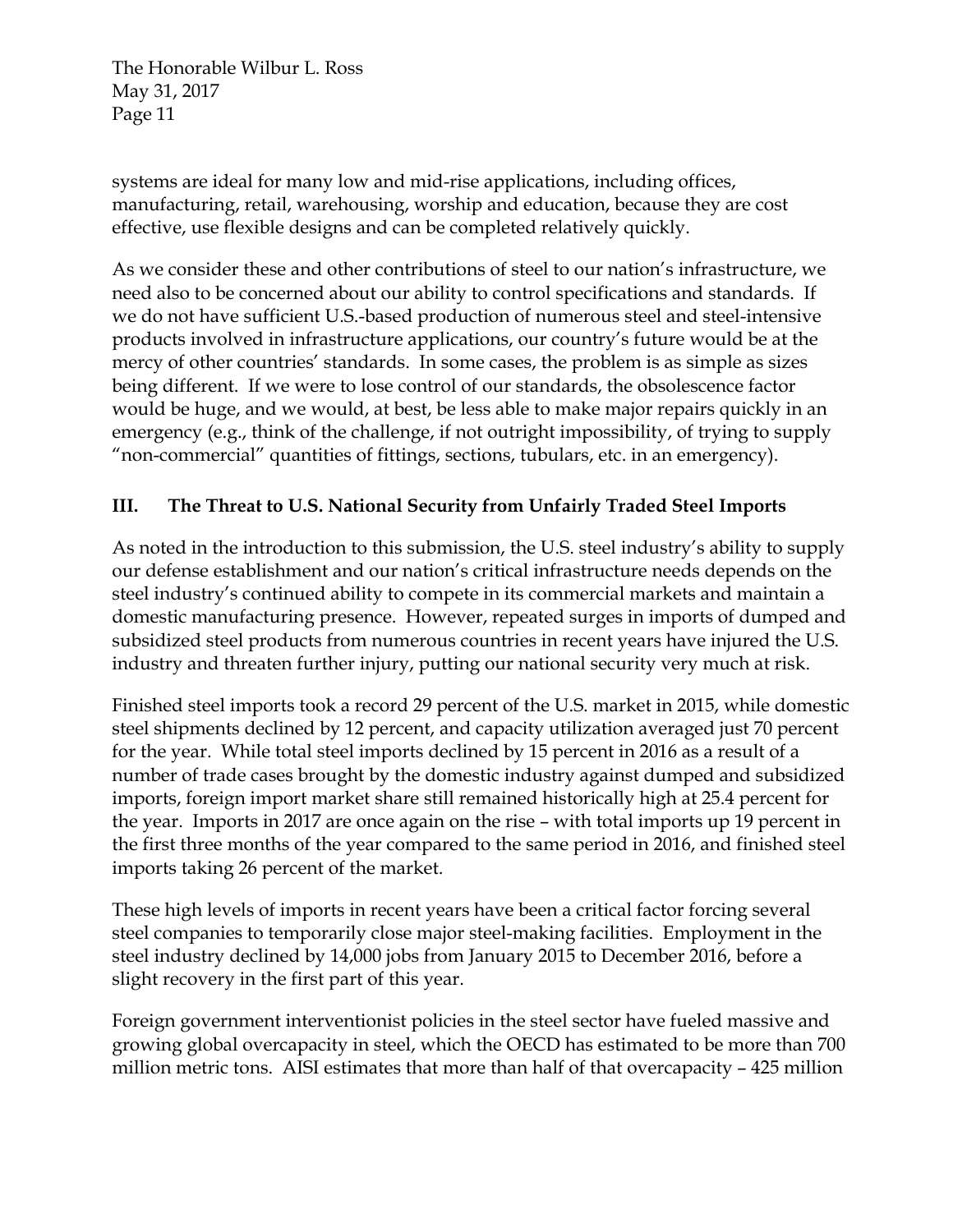systems are ideal for many low and mid-rise applications, including offices, manufacturing, retail, warehousing, worship and education, because they are cost effective, use flexible designs and can be completed relatively quickly.

As we consider these and other contributions of steel to our nation's infrastructure, we need also to be concerned about our ability to control specifications and standards. If we do not have sufficient U.S.-based production of numerous steel and steel-intensive products involved in infrastructure applications, our country's future would be at the mercy of other countries' standards. In some cases, the problem is as simple as sizes being different. If we were to lose control of our standards, the obsolescence factor would be huge, and we would, at best, be less able to make major repairs quickly in an emergency (e.g., think of the challenge, if not outright impossibility, of trying to supply "non-commercial" quantities of fittings, sections, tubulars, etc. in an emergency).

## III. The Threat to U.S. National Security from Unfairly Traded Steel Imports

As noted in the introduction to this submission, the U.S. steel industry's ability to supply our defense establishment and our nation's critical infrastructure needs depends on the steel industry's continued ability to compete in its commercial markets and maintain a domestic manufacturing presence. However, repeated surges in imports of dumped and subsidized steel products from numerous countries in recent years have injured the U.S. industry and threaten further injury, putting our national security very much at risk.

Finished steel imports took a record 29 percent of the U.S. market in 2015, while domestic steel shipments declined by 12 percent, and capacity utilization averaged just 70 percent for the year. While total steel imports declined by 15 percent in 2016 as a result of a number of trade cases brought by the domestic industry against dumped and subsidized imports, foreign import market share still remained historically high at 25.4 percent for the year. Imports in 2017 are once again on the rise – with total imports up 19 percent in the first three months of the year compared to the same period in 2016, and finished steel imports taking 26 percent of the market.

These high levels of imports in recent years have been a critical factor forcing several steel companies to temporarily close major steel-making facilities. Employment in the steel industry declined by 14,000 jobs from January 2015 to December 2016, before a slight recovery in the first part of this year.

Foreign government interventionist policies in the steel sector have fueled massive and growing global overcapacity in steel, which the OECD has estimated to be more than 700 million metric tons. AISI estimates that more than half of that overcapacity – 425 million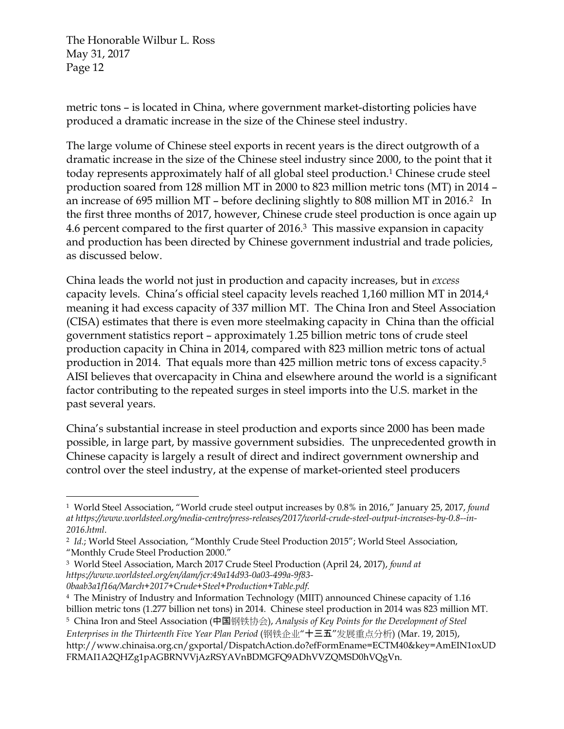metric tons – is located in China, where government market-distorting policies have produced a dramatic increase in the size of the Chinese steel industry.

The large volume of Chinese steel exports in recent years is the direct outgrowth of a dramatic increase in the size of the Chinese steel industry since 2000, to the point that it today represents approximately half of all global steel production.[1] Chinese crude steel production soared from 128 million MT in 2000 to 823 million metric tons (MT) in 2014 – an increase of 695 million MT – before declining slightly to 808 million MT in 2016.[2] In the first three months of 2017, however, Chinese crude steel production is once again up 4.6 percent compared to the first quarter of 2016.[3] This massive expansion in capacity and production has been directed by Chinese government industrial and trade policies, as discussed below.

China leads the world not just in production and capacity increases, but in *excess* capacity levels. China's official steel capacity levels reached 1,160 million MT in 2014,[4] meaning it had excess capacity of 337 million MT. The China Iron and Steel Association (CISA) estimates that there is even more steelmaking capacity in China than the official government statistics report – approximately 1.25 billion metric tons of crude steel production capacity in China in 2014, compared with 823 million metric tons of actual production in 2014. That equals more than 425 million metric tons of excess capacity.[5] AISI believes that overcapacity in China and elsewhere around the world is a significant factor contributing to the repeated surges in steel imports into the U.S. market in the past several years.

China's substantial increase in steel production and exports since 2000 has been made possible, in large part, by massive government subsidies. The unprecedented growth in Chinese capacity is largely a result of direct and indirect government ownership and control over the steel industry, at the expense of market-oriented steel producers

---

[1] World Steel Association, "World crude steel output increases by 0.8% in 2016," January 25, 2017, *found at https://www.worldsteel.org/media-centre/press-releases/2017/world-crude-steel-output-increases-by-0.8--in-2016.html*.

[2] *Id.*; World Steel Association, "Monthly Crude Steel Production 2015"; World Steel Association, "Monthly Crude Steel Production 2000."

[3] World Steel Association, March 2017 Crude Steel Production (April 24, 2017), *found at https://www.worldsteel.org/en/dam/jcr:49a14d93-0a03-499a-9f83-0baab3a1f16a/March+2017+Crude+Steel+Production+Table.pdf*.

[4] The Ministry of Industry and Information Technology (MIIT) announced Chinese capacity of 1.16 billion metric tons (1.277 billion net tons) in 2014. Chinese steel production in 2014 was 823 million MT.

[5] China Iron and Steel Association (中国钢铁协会), *Analysis of Key Points for the Development of Steel Enterprises in the Thirteenth Five Year Plan Period* (钢铁企业"十三五"发展重点分析) (Mar. 19, 2015), http://www.chinaisa.org.cn/gxportal/DispatchAction.do?efFormEname=ECTM40&key=AmEIN1oxUDFRMAI1A2QHZg1pAGBRNVVjAzRSYAVnBDMGFQ9ADhVVZQMSD0hVQgVn.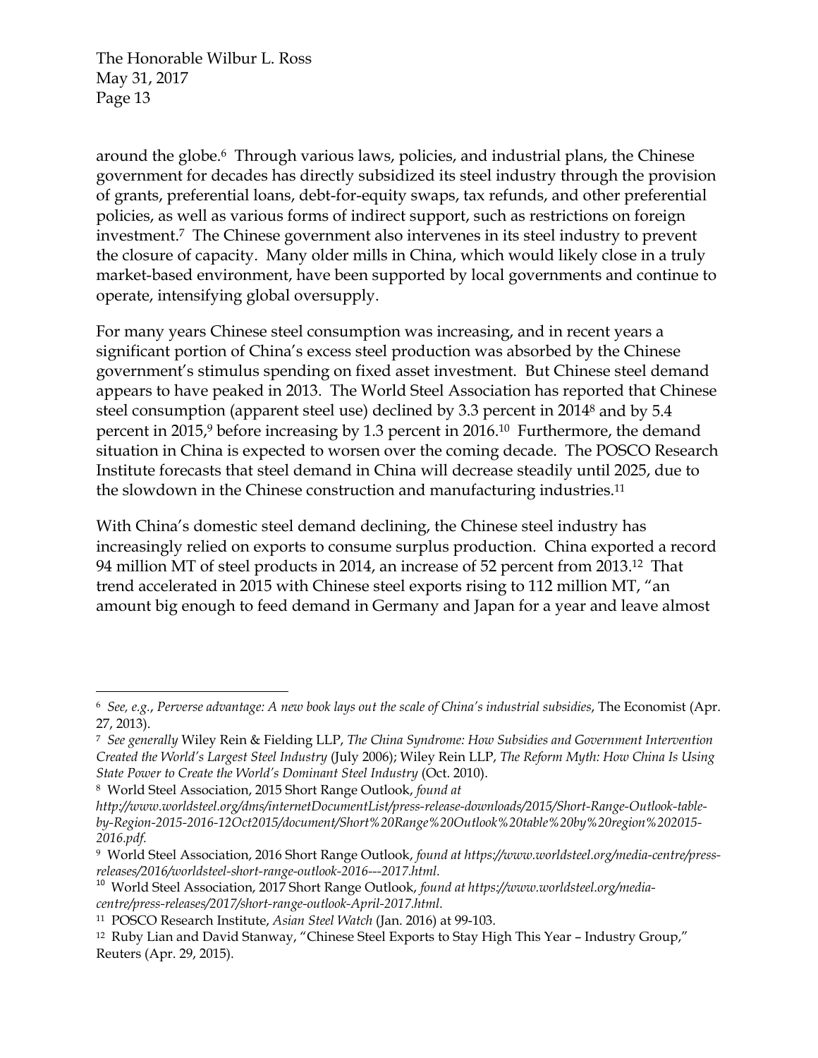around the globe.[6] Through various laws, policies, and industrial plans, the Chinese government for decades has directly subsidized its steel industry through the provision of grants, preferential loans, debt-for-equity swaps, tax refunds, and other preferential policies, as well as various forms of indirect support, such as restrictions on foreign investment.[7] The Chinese government also intervenes in its steel industry to prevent the closure of capacity. Many older mills in China, which would likely close in a truly market-based environment, have been supported by local governments and continue to operate, intensifying global oversupply.

For many years Chinese steel consumption was increasing, and in recent years a significant portion of China's excess steel production was absorbed by the Chinese government's stimulus spending on fixed asset investment. But Chinese steel demand appears to have peaked in 2013. The World Steel Association has reported that Chinese steel consumption (apparent steel use) declined by 3.3 percent in 2014[8] and by 5.4 percent in 2015,[9] before increasing by 1.3 percent in 2016.[10] Furthermore, the demand situation in China is expected to worsen over the coming decade. The POSCO Research Institute forecasts that steel demand in China will decrease steadily until 2025, due to the slowdown in the Chinese construction and manufacturing industries.[11]

With China's domestic steel demand declining, the Chinese steel industry has increasingly relied on exports to consume surplus production. China exported a record 94 million MT of steel products in 2014, an increase of 52 percent from 2013.[12] That trend accelerated in 2015 with Chinese steel exports rising to 112 million MT, "an amount big enough to feed demand in Germany and Japan for a year and leave almost

---

[6] *See, e.g.*, *Perverse advantage: A new book lays out the scale of China's industrial subsidies*, The Economist (Apr. 27, 2013).

[7] *See generally* Wiley Rein & Fielding LLP, *The China Syndrome: How Subsidies and Government Intervention Created the World's Largest Steel Industry* (July 2006); Wiley Rein LLP, *The Reform Myth: How China Is Using State Power to Create the World's Dominant Steel Industry* (Oct. 2010).

[8] World Steel Association, 2015 Short Range Outlook, *found at http://www.worldsteel.org/dms/internetDocumentList/press-release-downloads/2015/Short-Range-Outlook-table-by-Region-2015-2016-12Oct2015/document/Short%20Range%20Outlook%20table%20by%20region%202015-2016.pdf.*

[9] World Steel Association, 2016 Short Range Outlook, *found at https://www.worldsteel.org/media-centre/press-releases/2016/worldsteel-short-range-outlook-2016---2017.html.*

[10] World Steel Association, 2017 Short Range Outlook, *found at https://www.worldsteel.org/media-centre/press-releases/2017/short-range-outlook-April-2017.html.*

[11] POSCO Research Institute, *Asian Steel Watch* (Jan. 2016) at 99-103.

[12] Ruby Lian and David Stanway, "Chinese Steel Exports to Stay High This Year – Industry Group," Reuters (Apr. 29, 2015).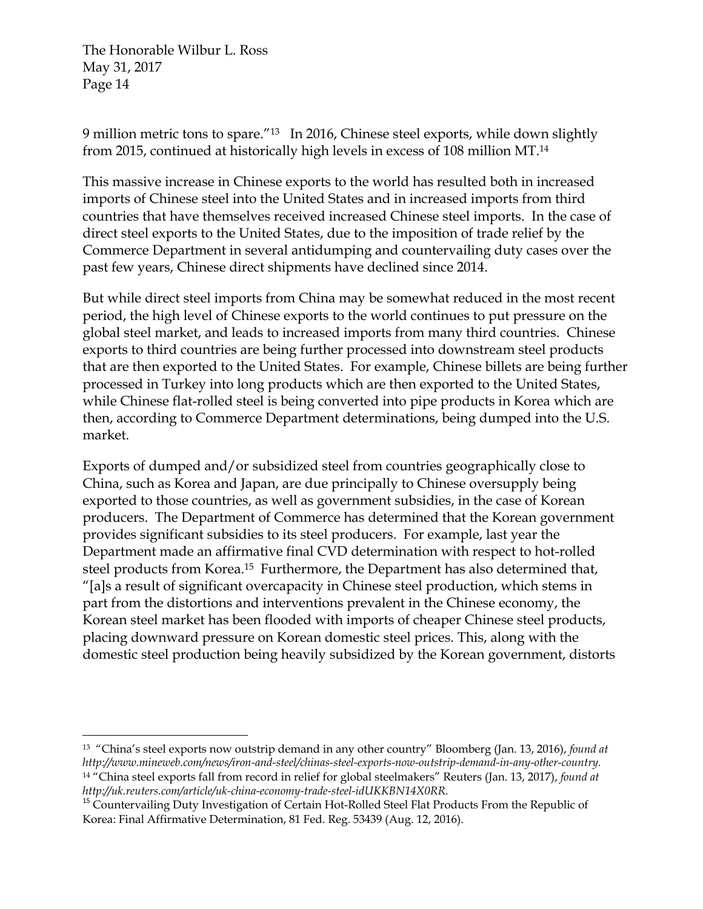9 million metric tons to spare."[13] In 2016, Chinese steel exports, while down slightly from 2015, continued at historically high levels in excess of 108 million MT.[14]

This massive increase in Chinese exports to the world has resulted both in increased imports of Chinese steel into the United States and in increased imports from third countries that have themselves received increased Chinese steel imports. In the case of direct steel exports to the United States, due to the imposition of trade relief by the Commerce Department in several antidumping and countervailing duty cases over the past few years, Chinese direct shipments have declined since 2014.

But while direct steel imports from China may be somewhat reduced in the most recent period, the high level of Chinese exports to the world continues to put pressure on the global steel market, and leads to increased imports from many third countries. Chinese exports to third countries are being further processed into downstream steel products that are then exported to the United States. For example, Chinese billets are being further processed in Turkey into long products which are then exported to the United States, while Chinese flat-rolled steel is being converted into pipe products in Korea which are then, according to Commerce Department determinations, being dumped into the U.S. market.

Exports of dumped and/or subsidized steel from countries geographically close to China, such as Korea and Japan, are due principally to Chinese oversupply being exported to those countries, as well as government subsidies, in the case of Korean producers. The Department of Commerce has determined that the Korean government provides significant subsidies to its steel producers. For example, last year the Department made an affirmative final CVD determination with respect to hot-rolled steel products from Korea.[15] Furthermore, the Department has also determined that, "[a]s a result of significant overcapacity in Chinese steel production, which stems in part from the distortions and interventions prevalent in the Chinese economy, the Korean steel market has been flooded with imports of cheaper Chinese steel products, placing downward pressure on Korean domestic steel prices. This, along with the domestic steel production being heavily subsidized by the Korean government, distorts

---

[13] "China's steel exports now outstrip demand in any other country" Bloomberg (Jan. 13, 2016), *found at http://www.mineweb.com/news/iron-and-steel/chinas-steel-exports-now-outstrip-demand-in-any-other-country.*

[14] "China steel exports fall from record in relief for global steelmakers" Reuters (Jan. 13, 2017), *found at http://uk.reuters.com/article/uk-china-economy-trade-steel-idUKKBN14X0RR.*

[15] Countervailing Duty Investigation of Certain Hot-Rolled Steel Flat Products From the Republic of Korea: Final Affirmative Determination, 81 Fed. Reg. 53439 (Aug. 12, 2016).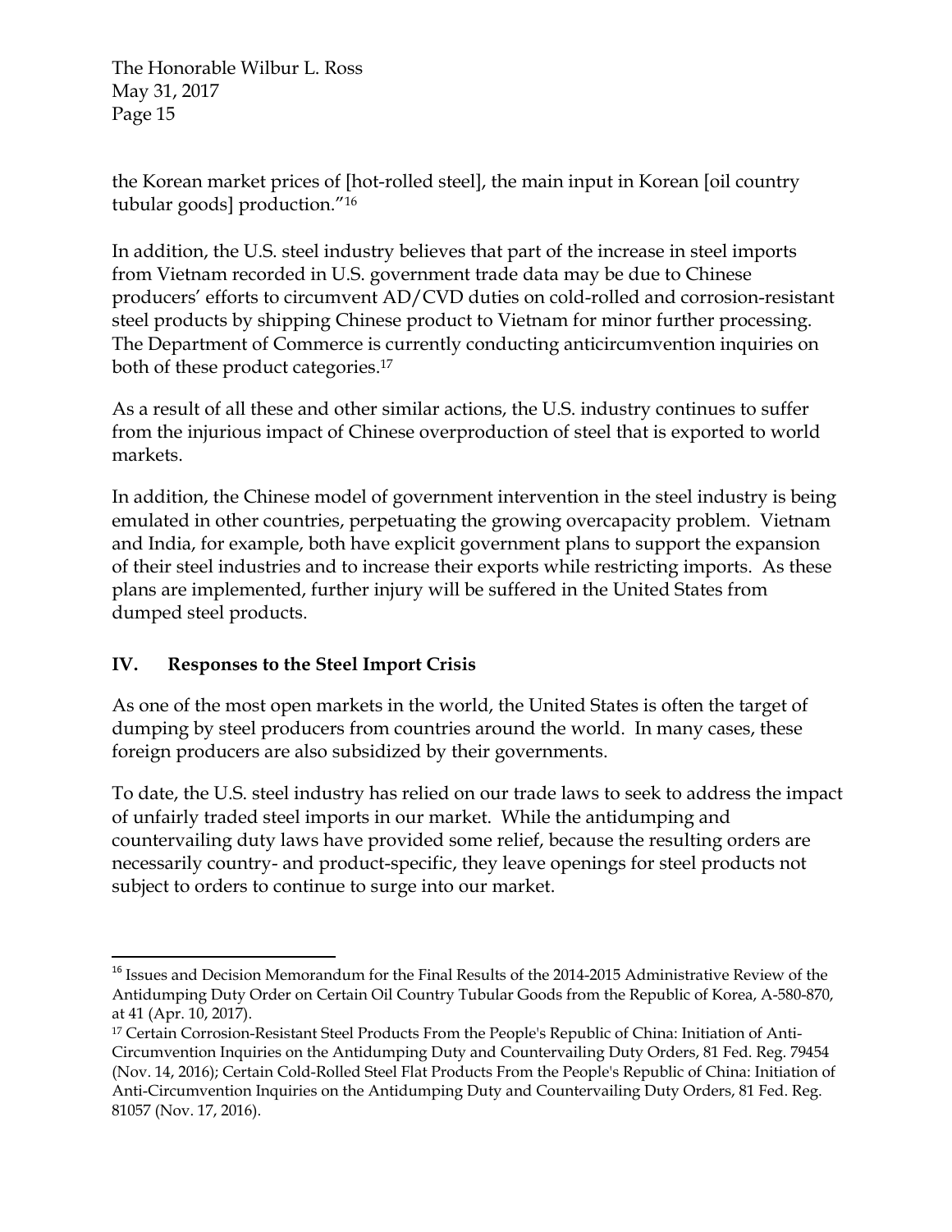the Korean market prices of [hot-rolled steel], the main input in Korean [oil country tubular goods] production."[16]

In addition, the U.S. steel industry believes that part of the increase in steel imports from Vietnam recorded in U.S. government trade data may be due to Chinese producers' efforts to circumvent AD/CVD duties on cold-rolled and corrosion-resistant steel products by shipping Chinese product to Vietnam for minor further processing. The Department of Commerce is currently conducting anticircumvention inquiries on both of these product categories.[17]

As a result of all these and other similar actions, the U.S. industry continues to suffer from the injurious impact of Chinese overproduction of steel that is exported to world markets.

In addition, the Chinese model of government intervention in the steel industry is being emulated in other countries, perpetuating the growing overcapacity problem. Vietnam and India, for example, both have explicit government plans to support the expansion of their steel industries and to increase their exports while restricting imports. As these plans are implemented, further injury will be suffered in the United States from dumped steel products.

## IV. Responses to the Steel Import Crisis

As one of the most open markets in the world, the United States is often the target of dumping by steel producers from countries around the world. In many cases, these foreign producers are also subsidized by their governments.

To date, the U.S. steel industry has relied on our trade laws to seek to address the impact of unfairly traded steel imports in our market. While the antidumping and countervailing duty laws have provided some relief, because the resulting orders are necessarily country- and product-specific, they leave openings for steel products not subject to orders to continue to surge into our market.

---

[16] Issues and Decision Memorandum for the Final Results of the 2014-2015 Administrative Review of the Antidumping Duty Order on Certain Oil Country Tubular Goods from the Republic of Korea, A-580-870, at 41 (Apr. 10, 2017).

[17] Certain Corrosion-Resistant Steel Products From the People's Republic of China: Initiation of Anti-Circumvention Inquiries on the Antidumping Duty and Countervailing Duty Orders, 81 Fed. Reg. 79454 (Nov. 14, 2016); Certain Cold-Rolled Steel Flat Products From the People's Republic of China: Initiation of Anti-Circumvention Inquiries on the Antidumping Duty and Countervailing Duty Orders, 81 Fed. Reg. 81057 (Nov. 17, 2016).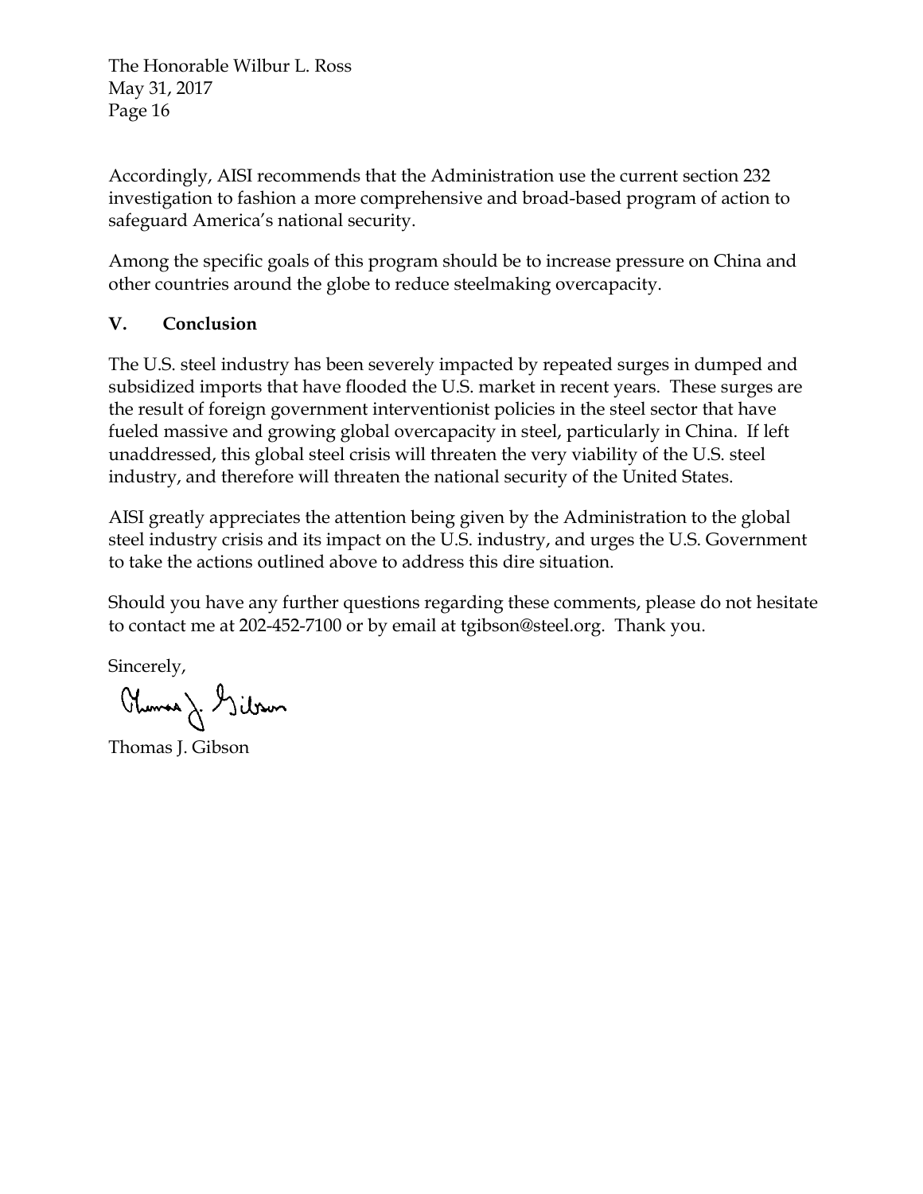Accordingly, AISI recommends that the Administration use the current section 232 investigation to fashion a more comprehensive and broad-based program of action to safeguard America's national security.

Among the specific goals of this program should be to increase pressure on China and other countries around the globe to reduce steelmaking overcapacity.

## V. Conclusion

The U.S. steel industry has been severely impacted by repeated surges in dumped and subsidized imports that have flooded the U.S. market in recent years. These surges are the result of foreign government interventionist policies in the steel sector that have fueled massive and growing global overcapacity in steel, particularly in China. If left unaddressed, this global steel crisis will threaten the very viability of the U.S. steel industry, and therefore will threaten the national security of the United States.

AISI greatly appreciates the attention being given by the Administration to the global steel industry crisis and its impact on the U.S. industry, and urges the U.S. Government to take the actions outlined above to address this dire situation.

Should you have any further questions regarding these comments, please do not hesitate to contact me at 202-452-7100 or by email at tgibson@steel.org. Thank you.

Sincerely,

Thomas J. Gibson